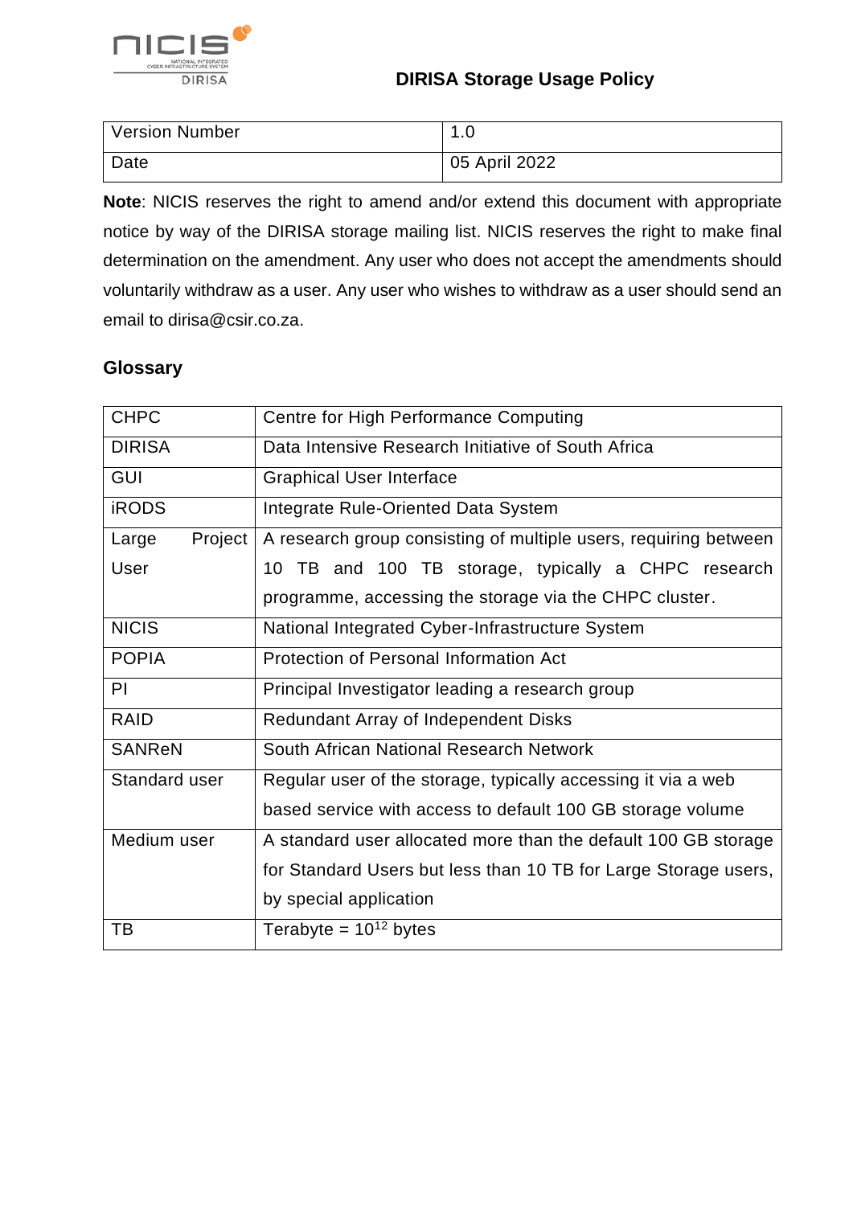# DIRISA Storage Usage Policy

| Version Number | 1.0 |
|---|---|
| Date | 05 April 2022 |

**Note**: NICIS reserves the right to amend and/or extend this document with appropriate notice by way of the DIRISA storage mailing list. NICIS reserves the right to make final determination on the amendment. Any user who does not accept the amendments should voluntarily withdraw as a user. Any user who wishes to withdraw as a user should send an email to dirisa@csir.co.za.

## Glossary

| | |
|---|---|
| CHPC | Centre for High Performance Computing |
| DIRISA | Data Intensive Research Initiative of South Africa |
| GUI | Graphical User Interface |
| iRODS | Integrate Rule-Oriented Data System |
| Large Project User | A research group consisting of multiple users, requiring between 10 TB and 100 TB storage, typically a CHPC research programme, accessing the storage via the CHPC cluster. |
| NICIS | National Integrated Cyber-Infrastructure System |
| POPIA | Protection of Personal Information Act |
| PI | Principal Investigator leading a research group |
| RAID | Redundant Array of Independent Disks |
| SANReN | South African National Research Network |
| Standard user | Regular user of the storage, typically accessing it via a web based service with access to default 100 GB storage volume |
| Medium user | A standard user allocated more than the default 100 GB storage for Standard Users but less than 10 TB for Large Storage users, by special application |
| TB | Terabyte = $10^{12}$ bytes |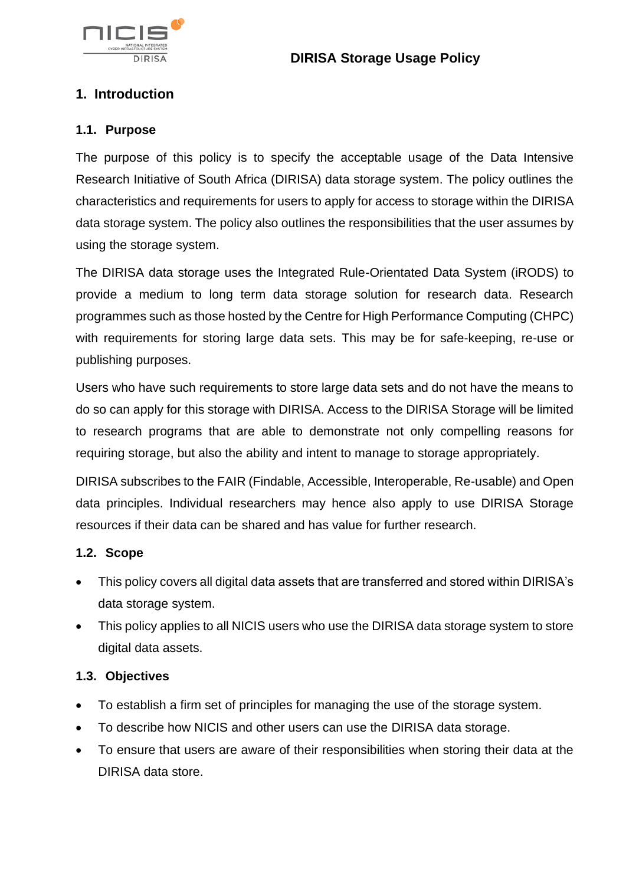## 1. Introduction

### 1.1. Purpose

The purpose of this policy is to specify the acceptable usage of the Data Intensive Research Initiative of South Africa (DIRISA) data storage system. The policy outlines the characteristics and requirements for users to apply for access to storage within the DIRISA data storage system. The policy also outlines the responsibilities that the user assumes by using the storage system.

The DIRISA data storage uses the Integrated Rule-Orientated Data System (iRODS) to provide a medium to long term data storage solution for research data. Research programmes such as those hosted by the Centre for High Performance Computing (CHPC) with requirements for storing large data sets. This may be for safe-keeping, re-use or publishing purposes.

Users who have such requirements to store large data sets and do not have the means to do so can apply for this storage with DIRISA. Access to the DIRISA Storage will be limited to research programs that are able to demonstrate not only compelling reasons for requiring storage, but also the ability and intent to manage to storage appropriately.

DIRISA subscribes to the FAIR (Findable, Accessible, Interoperable, Re-usable) and Open data principles. Individual researchers may hence also apply to use DIRISA Storage resources if their data can be shared and has value for further research.

### 1.2. Scope

- This policy covers all digital data assets that are transferred and stored within DIRISA's data storage system.
- This policy applies to all NICIS users who use the DIRISA data storage system to store digital data assets.

### 1.3. Objectives

- To establish a firm set of principles for managing the use of the storage system.
- To describe how NICIS and other users can use the DIRISA data storage.
- To ensure that users are aware of their responsibilities when storing their data at the DIRISA data store.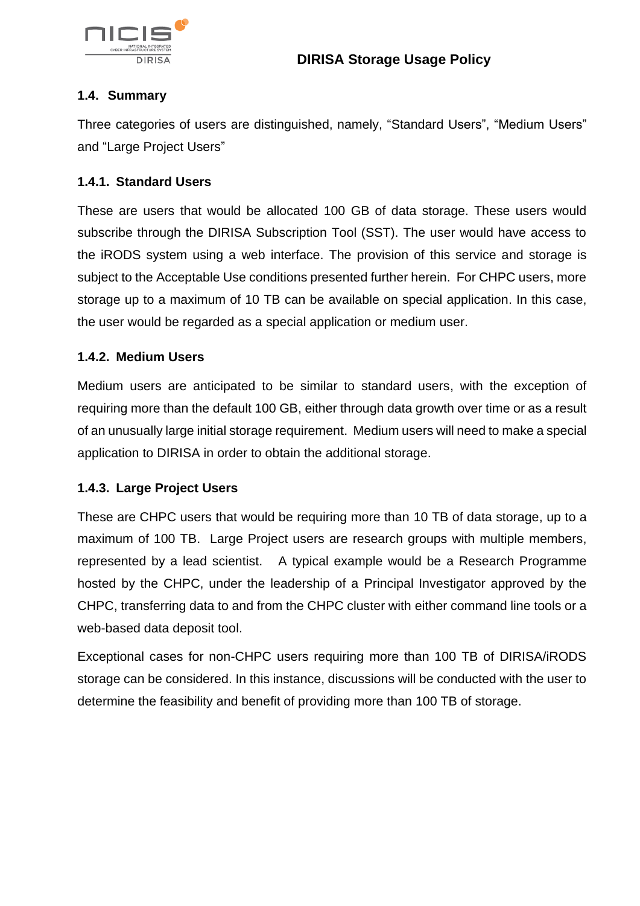### 1.4. Summary

Three categories of users are distinguished, namely, “Standard Users”, “Medium Users” and “Large Project Users”

#### 1.4.1. Standard Users

These are users that would be allocated 100 GB of data storage. These users would subscribe through the DIRISA Subscription Tool (SST). The user would have access to the iRODS system using a web interface. The provision of this service and storage is subject to the Acceptable Use conditions presented further herein. For CHPC users, more storage up to a maximum of 10 TB can be available on special application. In this case, the user would be regarded as a special application or medium user.

#### 1.4.2. Medium Users

Medium users are anticipated to be similar to standard users, with the exception of requiring more than the default 100 GB, either through data growth over time or as a result of an unusually large initial storage requirement. Medium users will need to make a special application to DIRISA in order to obtain the additional storage.

#### 1.4.3. Large Project Users

These are CHPC users that would be requiring more than 10 TB of data storage, up to a maximum of 100 TB. Large Project users are research groups with multiple members, represented by a lead scientist. A typical example would be a Research Programme hosted by the CHPC, under the leadership of a Principal Investigator approved by the CHPC, transferring data to and from the CHPC cluster with either command line tools or a web-based data deposit tool.

Exceptional cases for non-CHPC users requiring more than 100 TB of DIRISA/iRODS storage can be considered. In this instance, discussions will be conducted with the user to determine the feasibility and benefit of providing more than 100 TB of storage.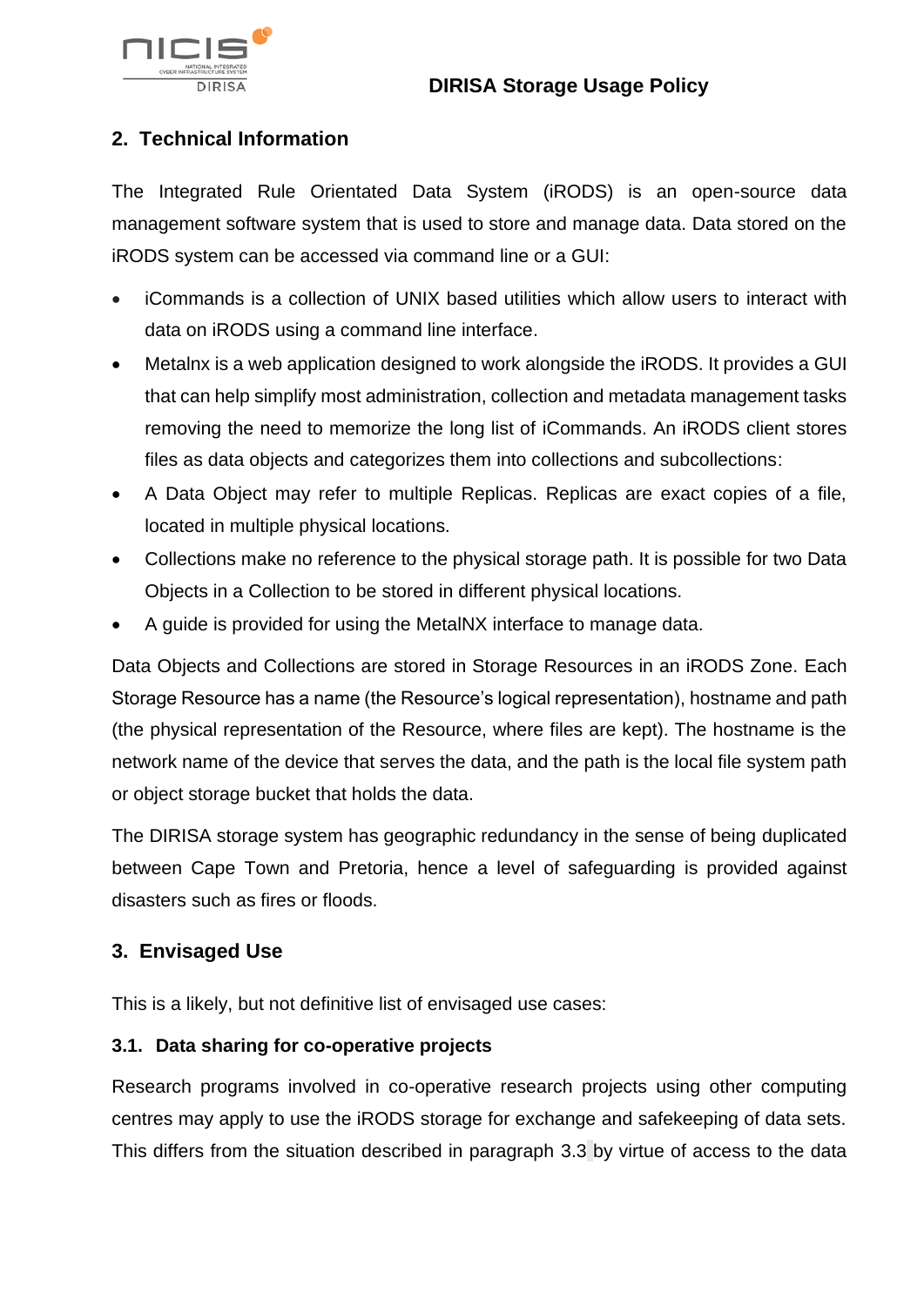## 2. Technical Information

The Integrated Rule Orientated Data System (iRODS) is an open-source data management software system that is used to store and manage data. Data stored on the iRODS system can be accessed via command line or a GUI:

- iCommands is a collection of UNIX based utilities which allow users to interact with data on iRODS using a command line interface.
- Metalnx is a web application designed to work alongside the iRODS. It provides a GUI that can help simplify most administration, collection and metadata management tasks removing the need to memorize the long list of iCommands. An iRODS client stores files as data objects and categorizes them into collections and subcollections:
- A Data Object may refer to multiple Replicas. Replicas are exact copies of a file, located in multiple physical locations.
- Collections make no reference to the physical storage path. It is possible for two Data Objects in a Collection to be stored in different physical locations.
- A guide is provided for using the MetalNX interface to manage data.

Data Objects and Collections are stored in Storage Resources in an iRODS Zone. Each Storage Resource has a name (the Resource's logical representation), hostname and path (the physical representation of the Resource, where files are kept). The hostname is the network name of the device that serves the data, and the path is the local file system path or object storage bucket that holds the data.

The DIRISA storage system has geographic redundancy in the sense of being duplicated between Cape Town and Pretoria, hence a level of safeguarding is provided against disasters such as fires or floods.

## 3. Envisaged Use

This is a likely, but not definitive list of envisaged use cases:

### 3.1. Data sharing for co-operative projects

Research programs involved in co-operative research projects using other computing centres may apply to use the iRODS storage for exchange and safekeeping of data sets. This differs from the situation described in paragraph 3.3 by virtue of access to the data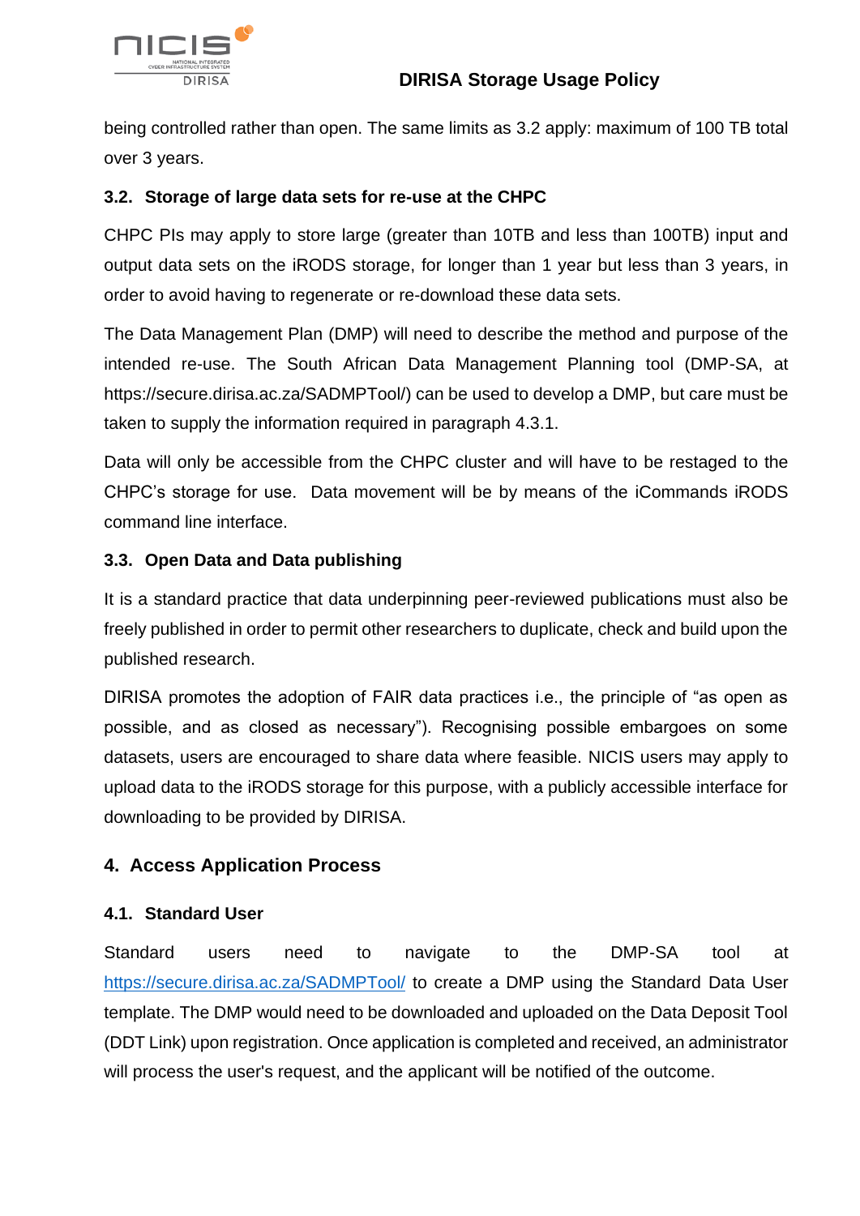being controlled rather than open. The same limits as 3.2 apply: maximum of 100 TB total over 3 years.

### 3.2. Storage of large data sets for re-use at the CHPC

CHPC PIs may apply to store large (greater than 10TB and less than 100TB) input and output data sets on the iRODS storage, for longer than 1 year but less than 3 years, in order to avoid having to regenerate or re-download these data sets.

The Data Management Plan (DMP) will need to describe the method and purpose of the intended re-use. The South African Data Management Planning tool (DMP-SA, at https://secure.dirisa.ac.za/SADMPTool/) can be used to develop a DMP, but care must be taken to supply the information required in paragraph 4.3.1.

Data will only be accessible from the CHPC cluster and will have to be restaged to the CHPC's storage for use. Data movement will be by means of the iCommands iRODS command line interface.

### 3.3. Open Data and Data publishing

It is a standard practice that data underpinning peer-reviewed publications must also be freely published in order to permit other researchers to duplicate, check and build upon the published research.

DIRISA promotes the adoption of FAIR data practices i.e., the principle of "as open as possible, and as closed as necessary"). Recognising possible embargoes on some datasets, users are encouraged to share data where feasible. NICIS users may apply to upload data to the iRODS storage for this purpose, with a publicly accessible interface for downloading to be provided by DIRISA.

## 4. Access Application Process

### 4.1. Standard User

Standard users need to navigate to the DMP-SA tool at https://secure.dirisa.ac.za/SADMPTool/ to create a DMP using the Standard Data User template. The DMP would need to be downloaded and uploaded on the Data Deposit Tool (DDT Link) upon registration. Once application is completed and received, an administrator will process the user's request, and the applicant will be notified of the outcome.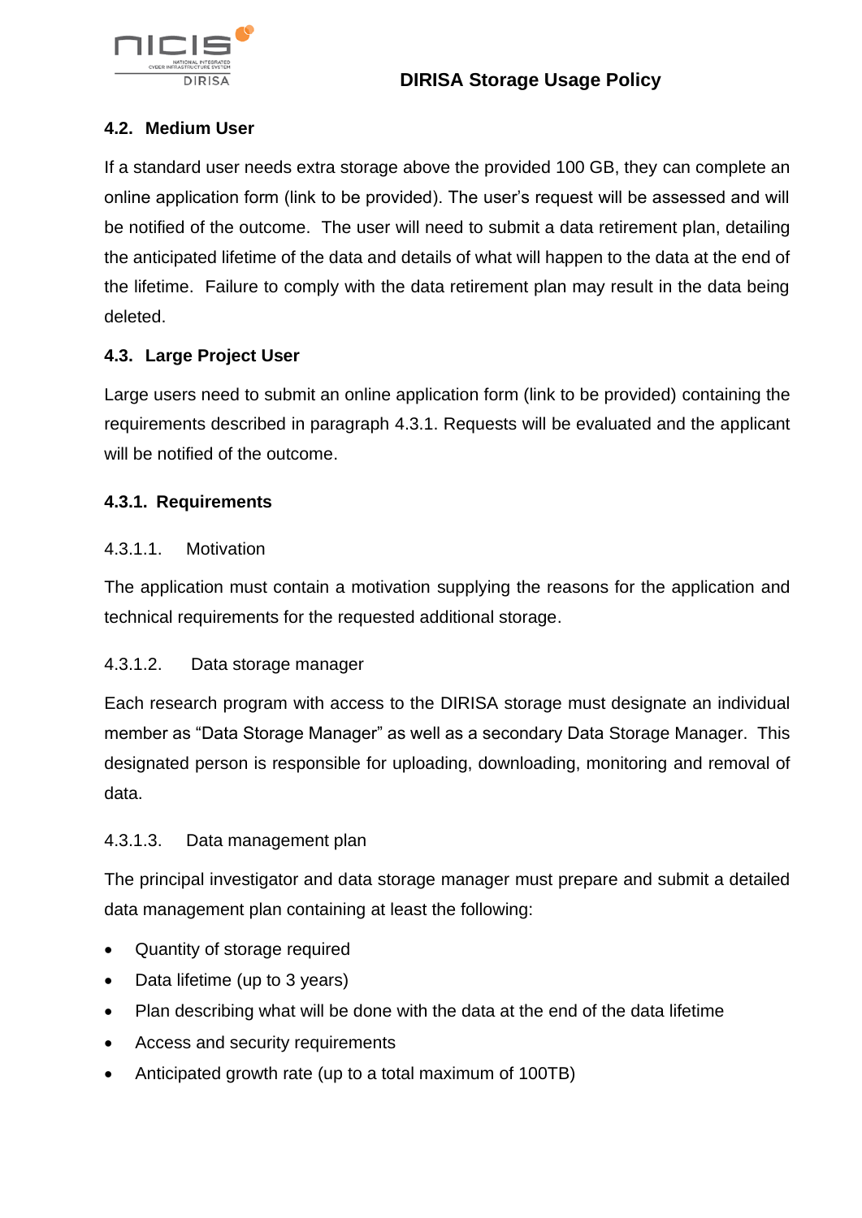### 4.2. Medium User

If a standard user needs extra storage above the provided 100 GB, they can complete an online application form (link to be provided). The user's request will be assessed and will be notified of the outcome. The user will need to submit a data retirement plan, detailing the anticipated lifetime of the data and details of what will happen to the data at the end of the lifetime. Failure to comply with the data retirement plan may result in the data being deleted.

### 4.3. Large Project User

Large users need to submit an online application form (link to be provided) containing the requirements described in paragraph 4.3.1. Requests will be evaluated and the applicant will be notified of the outcome.

#### 4.3.1. Requirements

4.3.1.1. Motivation

The application must contain a motivation supplying the reasons for the application and technical requirements for the requested additional storage.

4.3.1.2. Data storage manager

Each research program with access to the DIRISA storage must designate an individual member as "Data Storage Manager" as well as a secondary Data Storage Manager. This designated person is responsible for uploading, downloading, monitoring and removal of data.

4.3.1.3. Data management plan

The principal investigator and data storage manager must prepare and submit a detailed data management plan containing at least the following:

- Quantity of storage required
- Data lifetime (up to 3 years)
- Plan describing what will be done with the data at the end of the data lifetime
- Access and security requirements
- Anticipated growth rate (up to a total maximum of 100TB)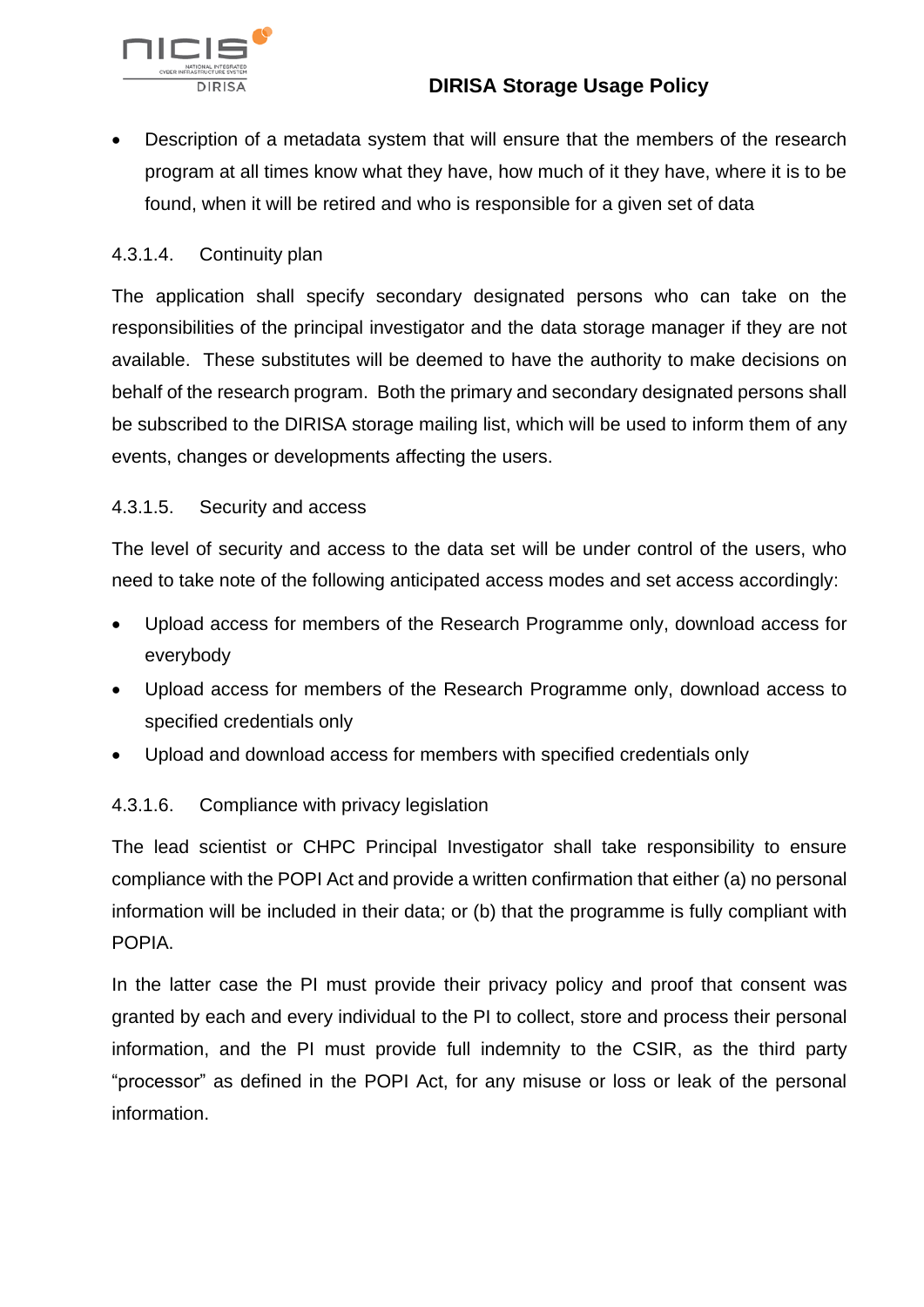- Description of a metadata system that will ensure that the members of the research program at all times know what they have, how much of it they have, where it is to be found, when it will be retired and who is responsible for a given set of data

#### 4.3.1.4. Continuity plan

The application shall specify secondary designated persons who can take on the responsibilities of the principal investigator and the data storage manager if they are not available. These substitutes will be deemed to have the authority to make decisions on behalf of the research program. Both the primary and secondary designated persons shall be subscribed to the DIRISA storage mailing list, which will be used to inform them of any events, changes or developments affecting the users.

#### 4.3.1.5. Security and access

The level of security and access to the data set will be under control of the users, who need to take note of the following anticipated access modes and set access accordingly:

- Upload access for members of the Research Programme only, download access for everybody
- Upload access for members of the Research Programme only, download access to specified credentials only
- Upload and download access for members with specified credentials only

#### 4.3.1.6. Compliance with privacy legislation

The lead scientist or CHPC Principal Investigator shall take responsibility to ensure compliance with the POPI Act and provide a written confirmation that either (a) no personal information will be included in their data; or (b) that the programme is fully compliant with POPIA.

In the latter case the PI must provide their privacy policy and proof that consent was granted by each and every individual to the PI to collect, store and process their personal information, and the PI must provide full indemnity to the CSIR, as the third party "processor" as defined in the POPI Act, for any misuse or loss or leak of the personal information.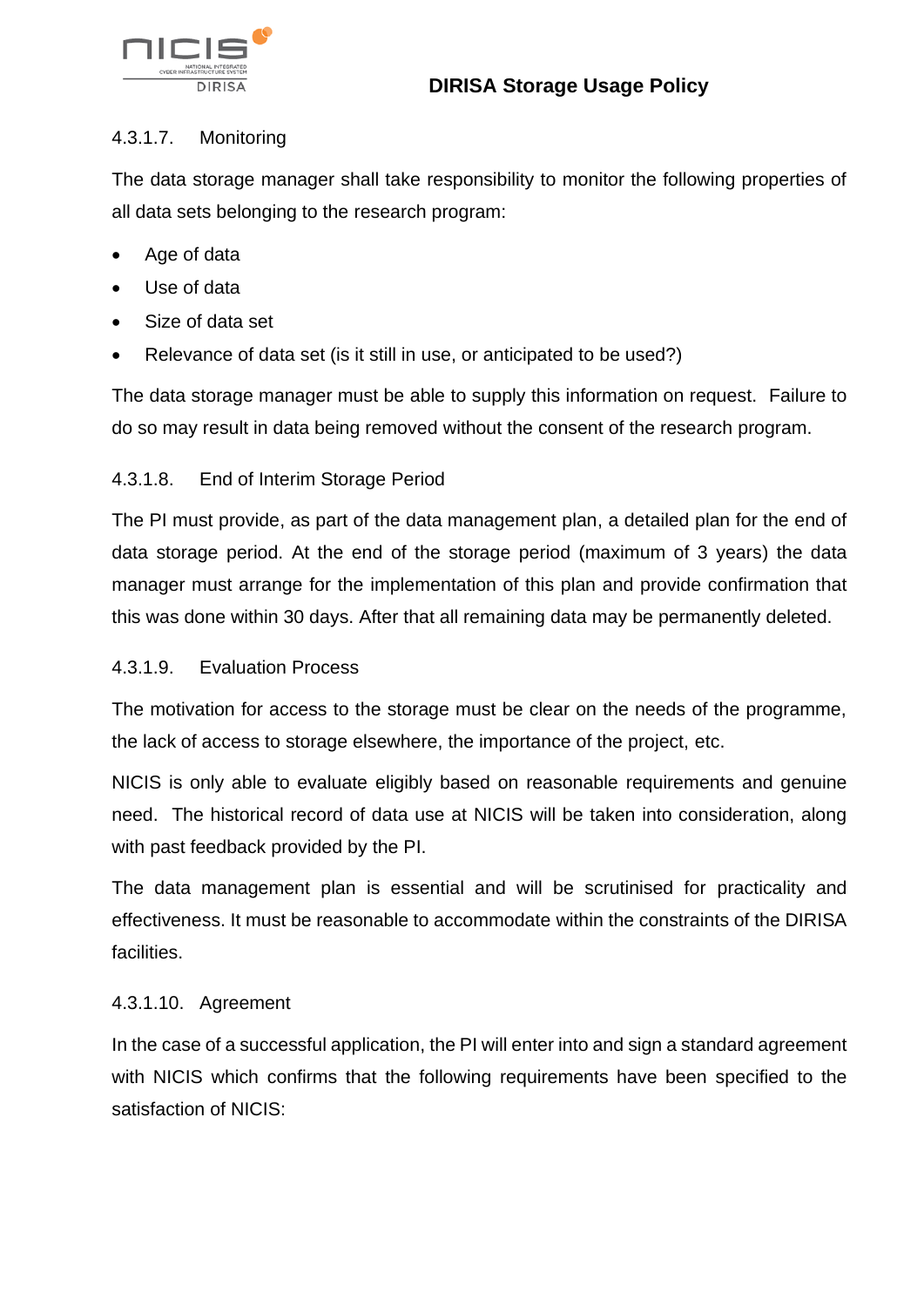#### 4.3.1.7. Monitoring

The data storage manager shall take responsibility to monitor the following properties of all data sets belonging to the research program:

- Age of data
- Use of data
- Size of data set
- Relevance of data set (is it still in use, or anticipated to be used?)

The data storage manager must be able to supply this information on request. Failure to do so may result in data being removed without the consent of the research program.

#### 4.3.1.8. End of Interim Storage Period

The PI must provide, as part of the data management plan, a detailed plan for the end of data storage period. At the end of the storage period (maximum of 3 years) the data manager must arrange for the implementation of this plan and provide confirmation that this was done within 30 days. After that all remaining data may be permanently deleted.

#### 4.3.1.9. Evaluation Process

The motivation for access to the storage must be clear on the needs of the programme, the lack of access to storage elsewhere, the importance of the project, etc.

NICIS is only able to evaluate eligibly based on reasonable requirements and genuine need. The historical record of data use at NICIS will be taken into consideration, along with past feedback provided by the PI.

The data management plan is essential and will be scrutinised for practicality and effectiveness. It must be reasonable to accommodate within the constraints of the DIRISA facilities.

#### 4.3.1.10. Agreement

In the case of a successful application, the PI will enter into and sign a standard agreement with NICIS which confirms that the following requirements have been specified to the satisfaction of NICIS: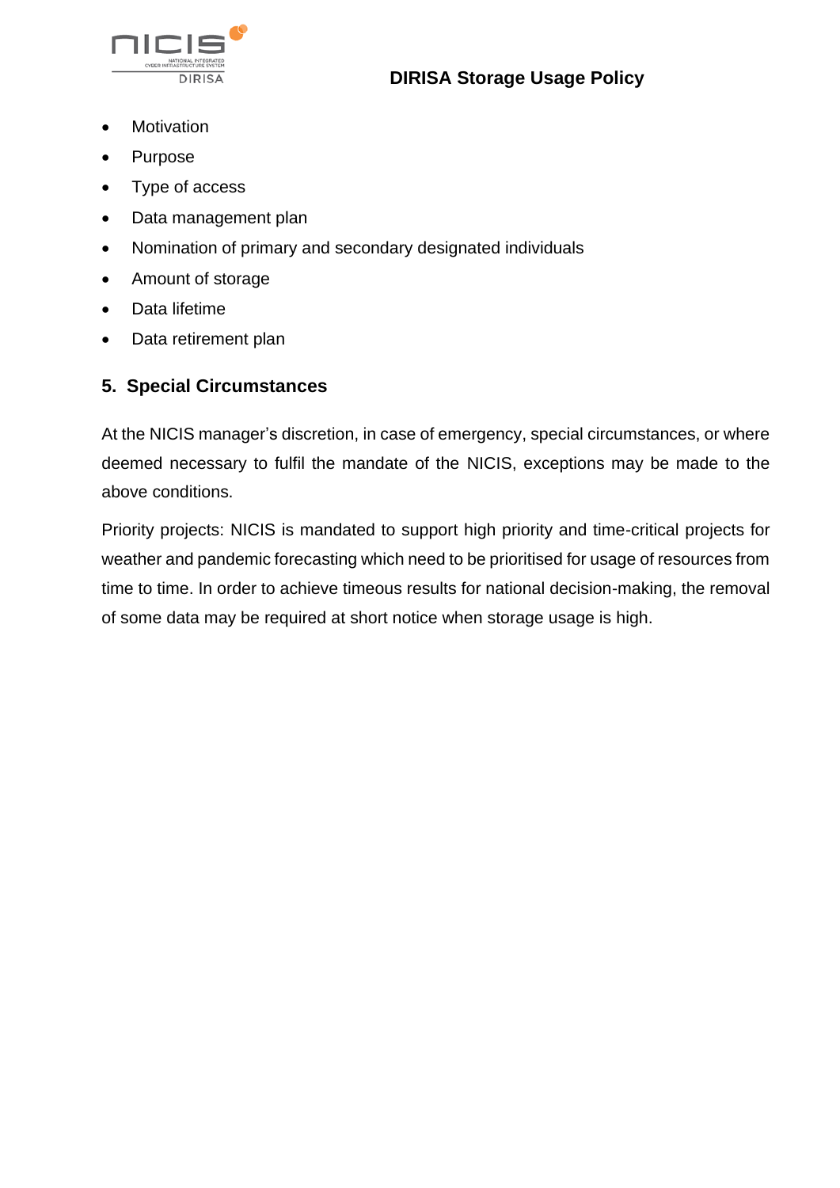- Motivation
- Purpose
- Type of access
- Data management plan
- Nomination of primary and secondary designated individuals
- Amount of storage
- Data lifetime
- Data retirement plan

## 5. Special Circumstances

At the NICIS manager's discretion, in case of emergency, special circumstances, or where deemed necessary to fulfil the mandate of the NICIS, exceptions may be made to the above conditions.

Priority projects: NICIS is mandated to support high priority and time-critical projects for weather and pandemic forecasting which need to be prioritised for usage of resources from time to time. In order to achieve timeous results for national decision-making, the removal of some data may be required at short notice when storage usage is high.